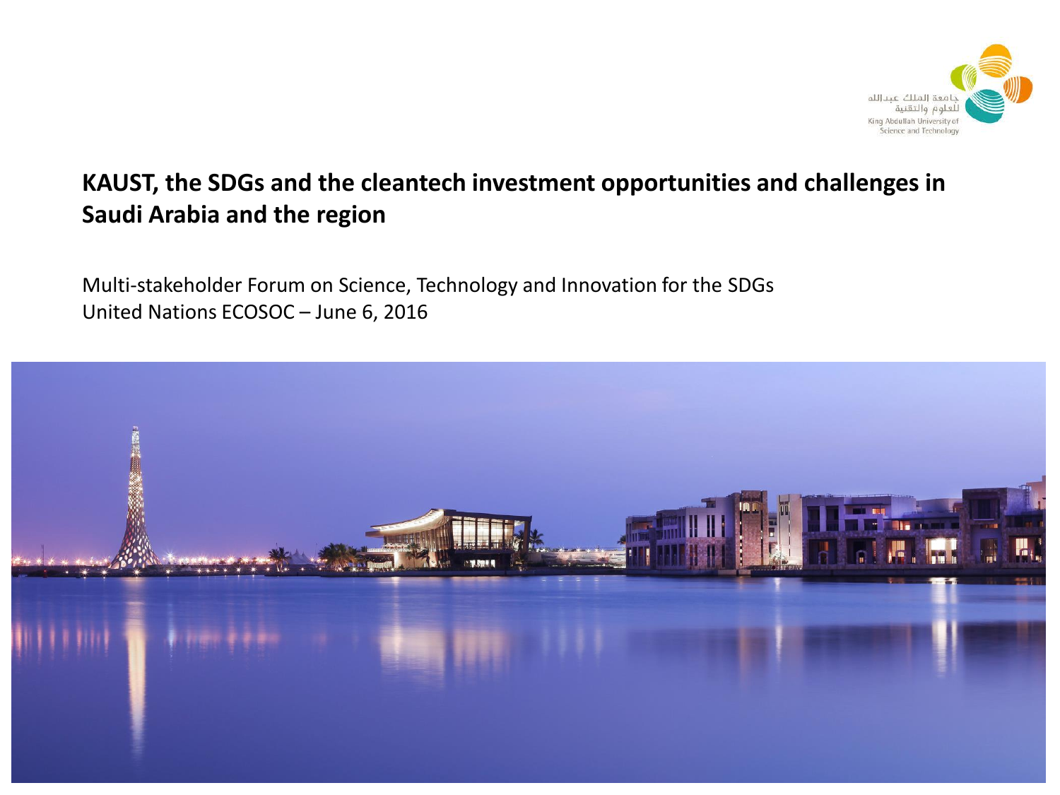جامعة الملك عبدالله للعلوم والتقنية

King Abdullah University of Science and Technology

# KAUST, the SDGs and the cleantech investment opportunities and challenges in Saudi Arabia and the region

Multi-stakeholder Forum on Science, Technology and Innovation for the SDGs
United Nations ECOSOC – June 6, 2016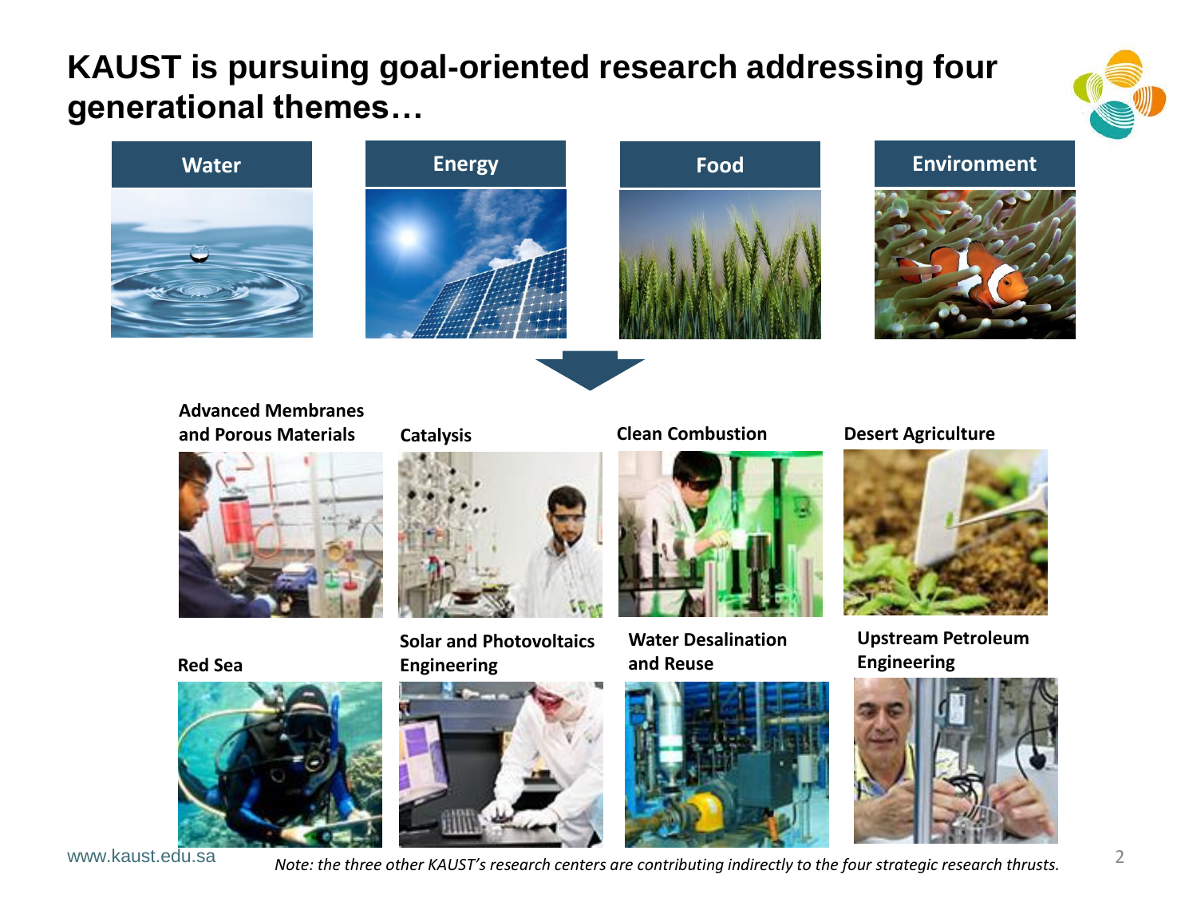# KAUST is pursuing goal-oriented research addressing four generational themes…

**Water** | **Energy** | **Food** | **Environment**

**Advanced Membranes and Porous Materials**

**Catalysis**

**Clean Combustion**

**Desert Agriculture**

**Red Sea**

**Solar and Photovoltaics Engineering**

**Water Desalination and Reuse**

**Upstream Petroleum Engineering**

www.kaust.edu.sa

*Note: the three other KAUST's research centers are contributing indirectly to the four strategic research thrusts.*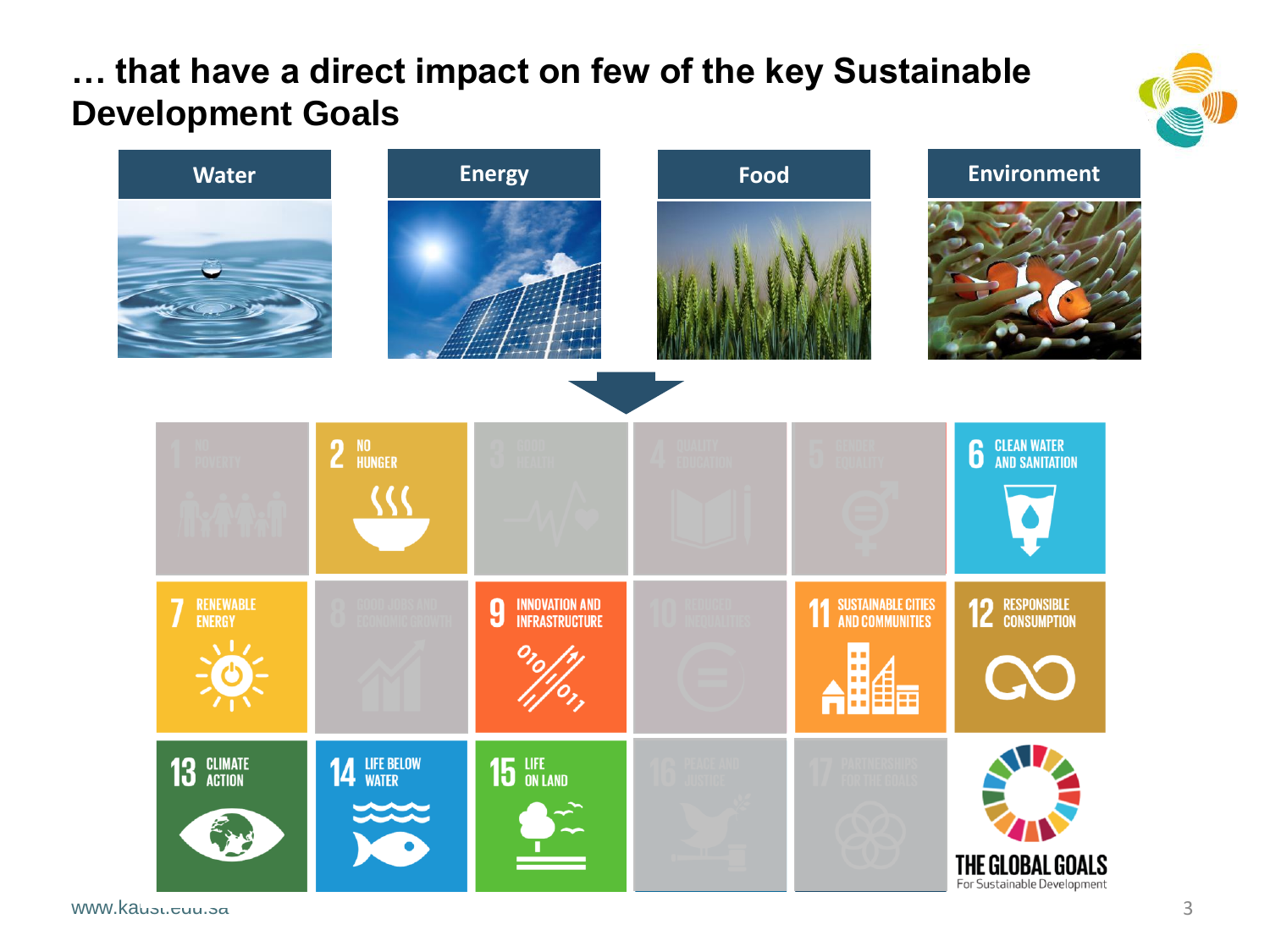# … that have a direct impact on few of the key Sustainable Development Goals

| Water | Energy | Food | Environment |
| --- | --- | --- | --- |

2 NO HUNGER

6 CLEAN WATER AND SANITATION

7 RENEWABLE ENERGY

9 INDUSTRY, INNOVATION AND INFRASTRUCTURE

11 SUSTAINABLE CITIES AND COMMUNITIES

12 RESPONSIBLE CONSUMPTION

13 CLIMATE ACTION

14 LIFE BELOW WATER

15 LIFE ON LAND

THE GLOBAL GOALS
For Sustainable Development

www.kaust.edu.sa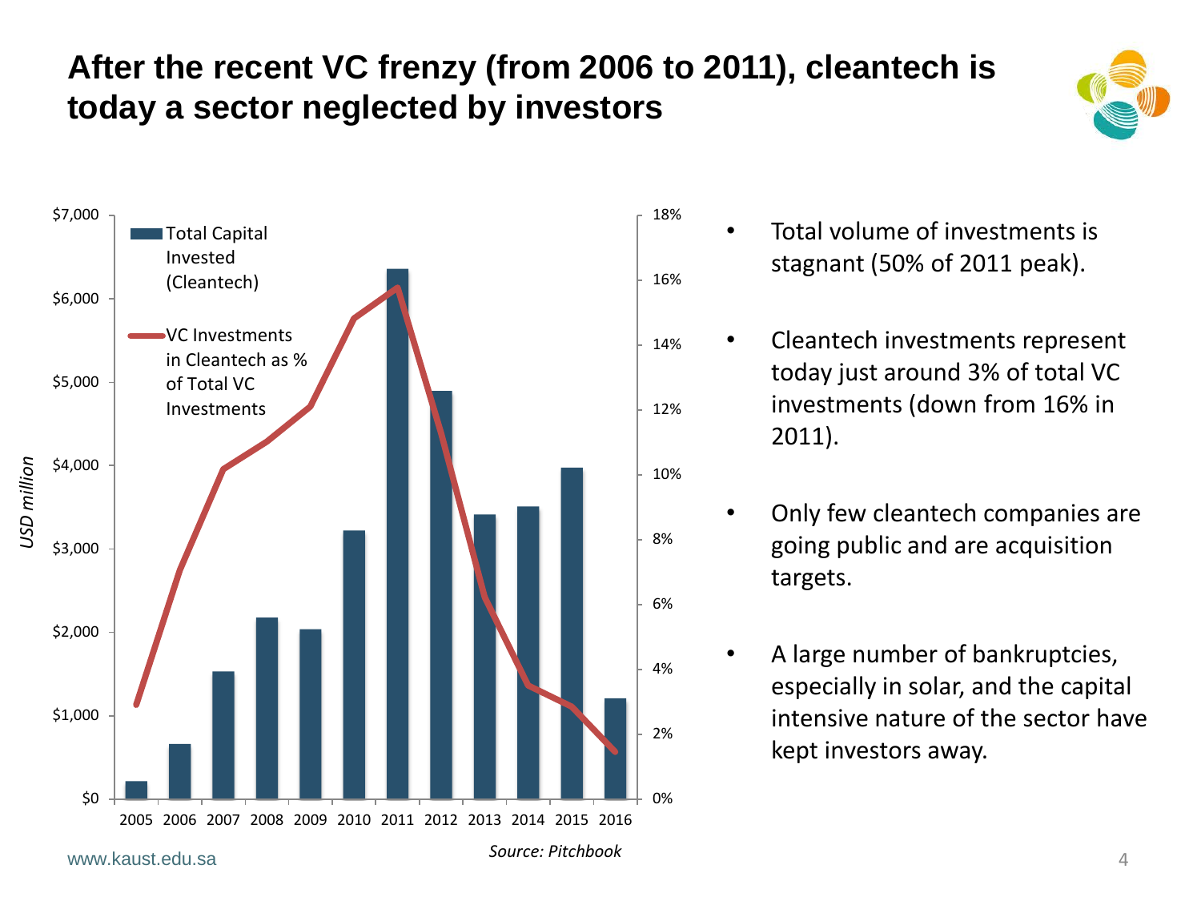# After the recent VC frenzy (from 2006 to 2011), cleantech is today a sector neglected by investors

Source: Pitchbook

- Total volume of investments is stagnant (50% of 2011 peak).
- Cleantech investments represent today just around 3% of total VC investments (down from 16% in 2011).
- Only few cleantech companies are going public and are acquisition targets.
- A large number of bankruptcies, especially in solar, and the capital intensive nature of the sector have kept investors away.

www.kaust.edu.sa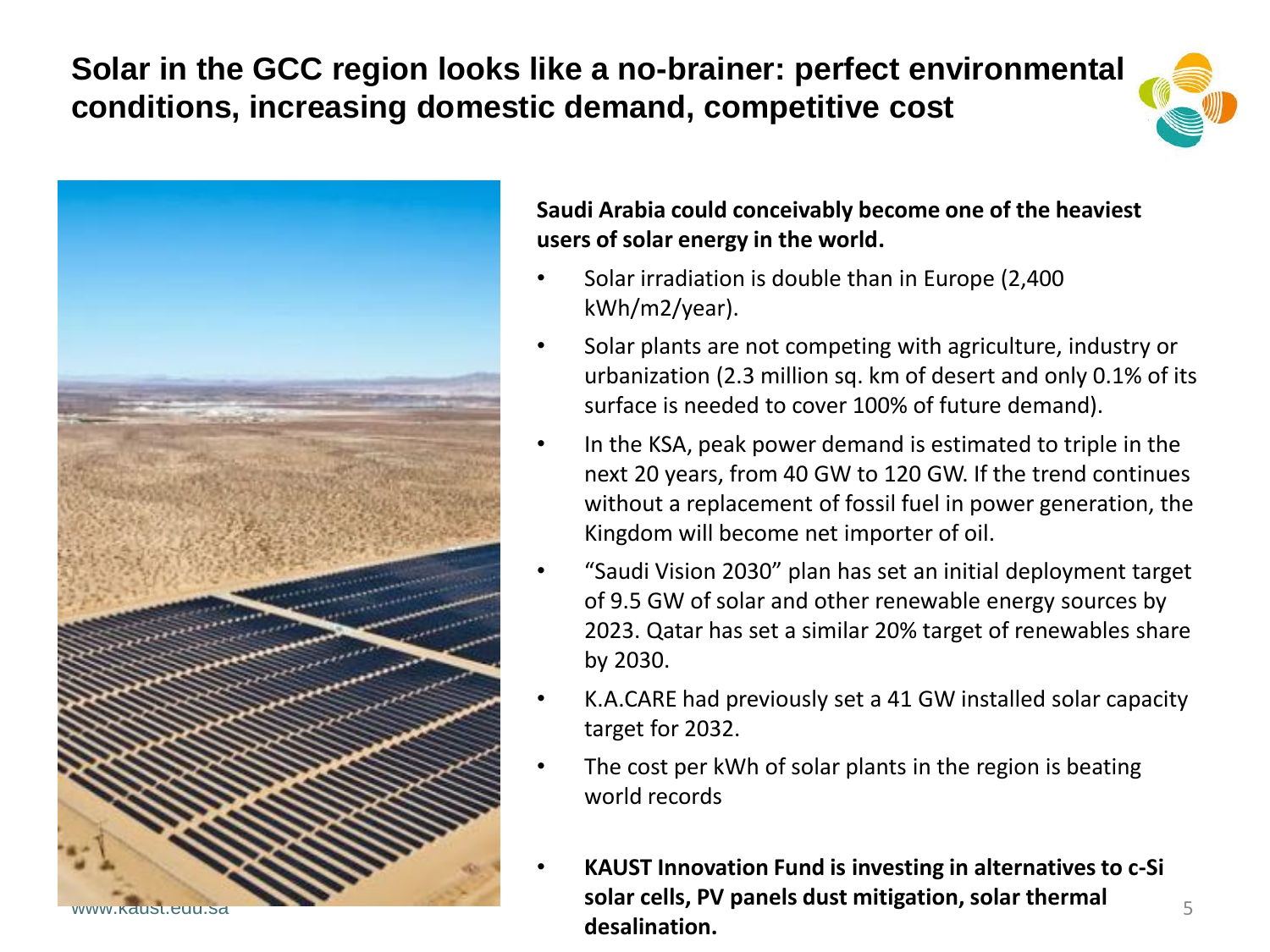# Solar in the GCC region looks like a no-brainer: perfect environmental conditions, increasing domestic demand, competitive cost

**Saudi Arabia could conceivably become one of the heaviest users of solar energy in the world.**

- Solar irradiation is double than in Europe (2,400 kWh/m2/year).
- Solar plants are not competing with agriculture, industry or urbanization (2.3 million sq. km of desert and only 0.1% of its surface is needed to cover 100% of future demand).
- In the KSA, peak power demand is estimated to triple in the next 20 years, from 40 GW to 120 GW. If the trend continues without a replacement of fossil fuel in power generation, the Kingdom will become net importer of oil.
- "Saudi Vision 2030" plan has set an initial deployment target of 9.5 GW of solar and other renewable energy sources by 2023. Qatar has set a similar 20% target of renewables share by 2030.
- K.A.CARE had previously set a 41 GW installed solar capacity target for 2032.
- The cost per kWh of solar plants in the region is beating world records
- **KAUST Innovation Fund is investing in alternatives to c-Si solar cells, PV panels dust mitigation, solar thermal desalination.**

www.kaust.edu.sa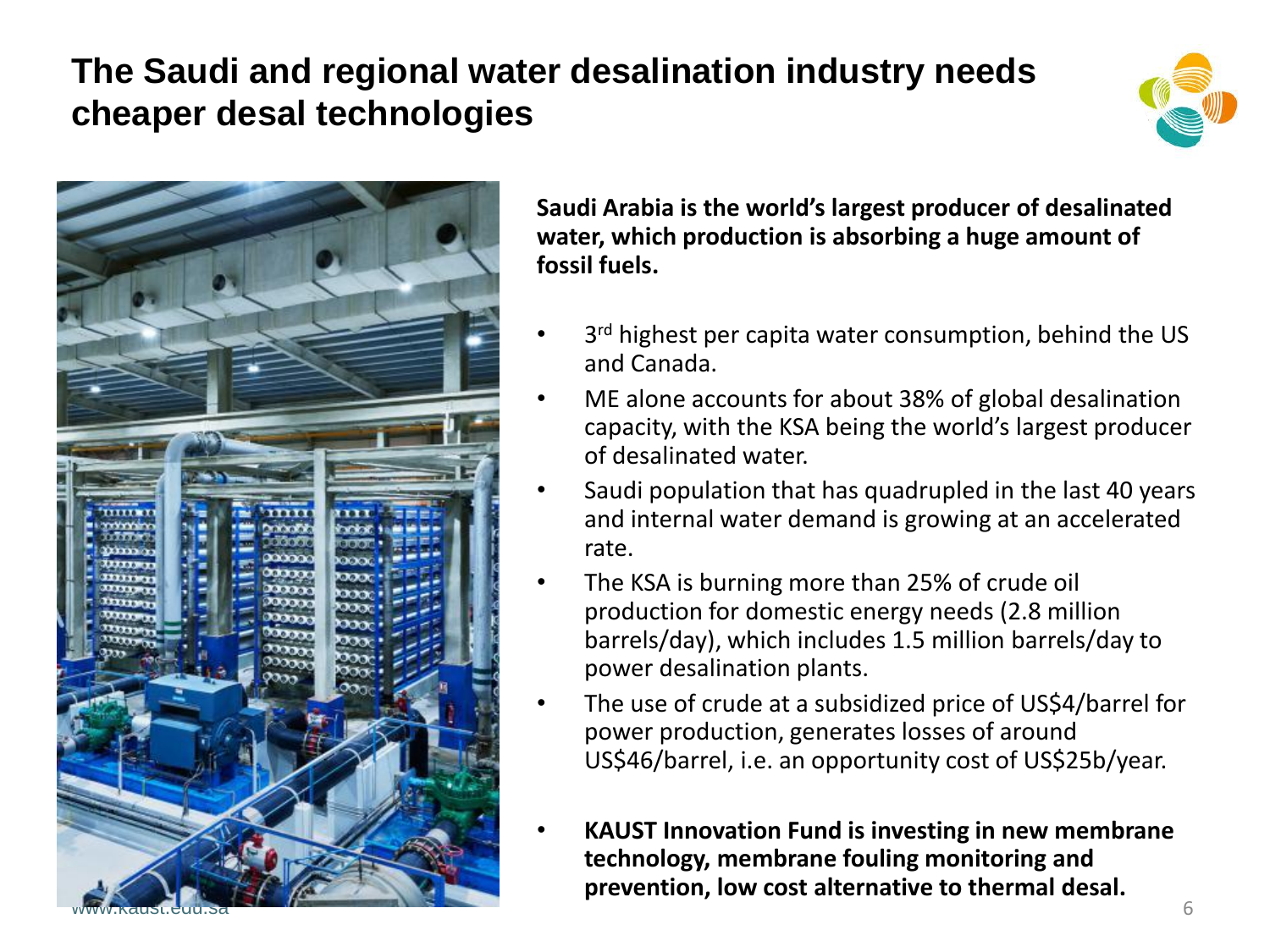# The Saudi and regional water desalination industry needs cheaper desal technologies

**Saudi Arabia is the world's largest producer of desalinated water, which production is absorbing a huge amount of fossil fuels.**

- 3rd highest per capita water consumption, behind the US and Canada.
- ME alone accounts for about 38% of global desalination capacity, with the KSA being the world's largest producer of desalinated water.
- Saudi population that has quadrupled in the last 40 years and internal water demand is growing at an accelerated rate.
- The KSA is burning more than 25% of crude oil production for domestic energy needs (2.8 million barrels/day), which includes 1.5 million barrels/day to power desalination plants.
- The use of crude at a subsidized price of US$4/barrel for power production, generates losses of around US$46/barrel, i.e. an opportunity cost of US$25b/year.
- **KAUST Innovation Fund is investing in new membrane technology, membrane fouling monitoring and prevention, low cost alternative to thermal desal.**

www.kaust.edu.sa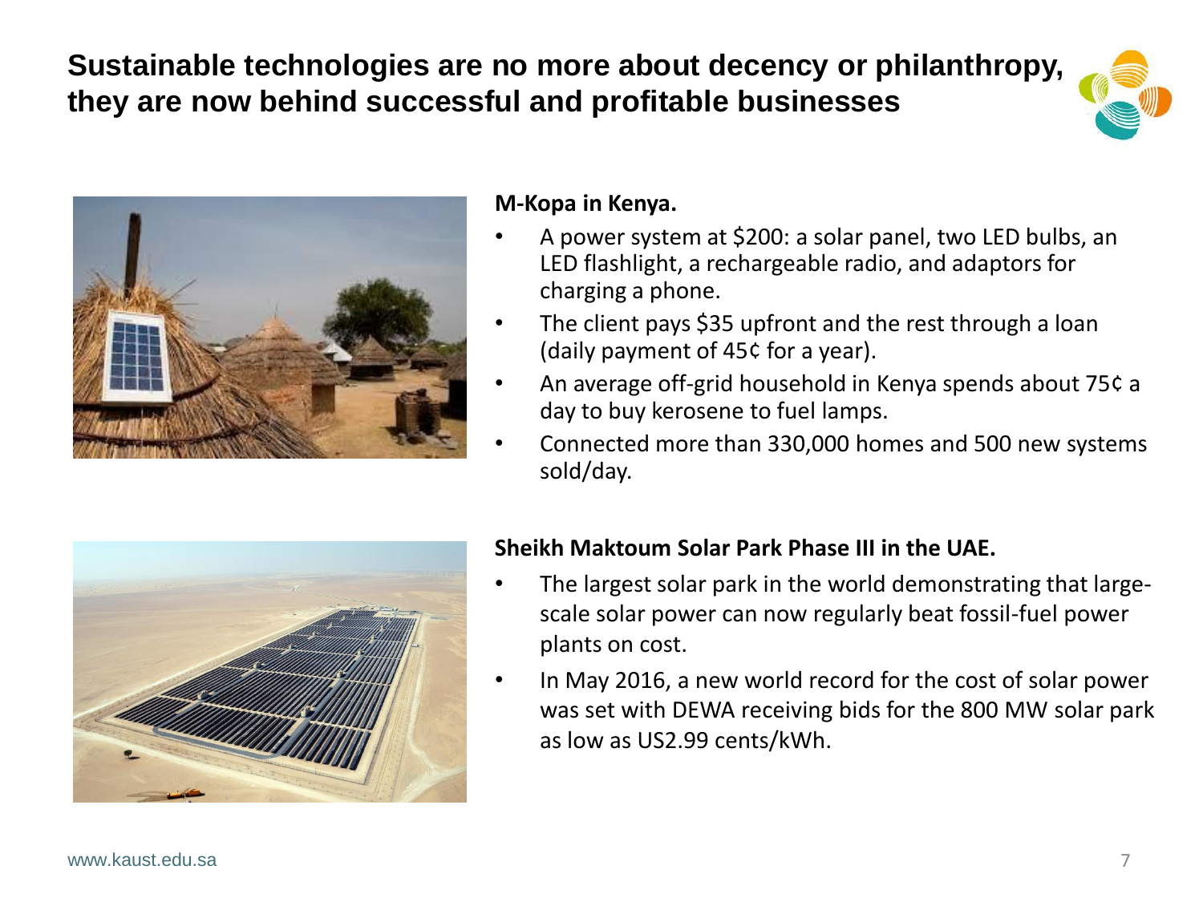# Sustainable technologies are no more about decency or philanthropy, they are now behind successful and profitable businesses

**M-Kopa in Kenya.**

- A power system at \$200: a solar panel, two LED bulbs, an LED flashlight, a rechargeable radio, and adaptors for charging a phone.
- The client pays \$35 upfront and the rest through a loan (daily payment of 45¢ for a year).
- An average off-grid household in Kenya spends about 75¢ a day to buy kerosene to fuel lamps.
- Connected more than 330,000 homes and 500 new systems sold/day.

**Sheikh Maktoum Solar Park Phase III in the UAE.**

- The largest solar park in the world demonstrating that large-scale solar power can now regularly beat fossil-fuel power plants on cost.
- In May 2016, a new world record for the cost of solar power was set with DEWA receiving bids for the 800 MW solar park as low as US2.99 cents/kWh.

www.kaust.edu.sa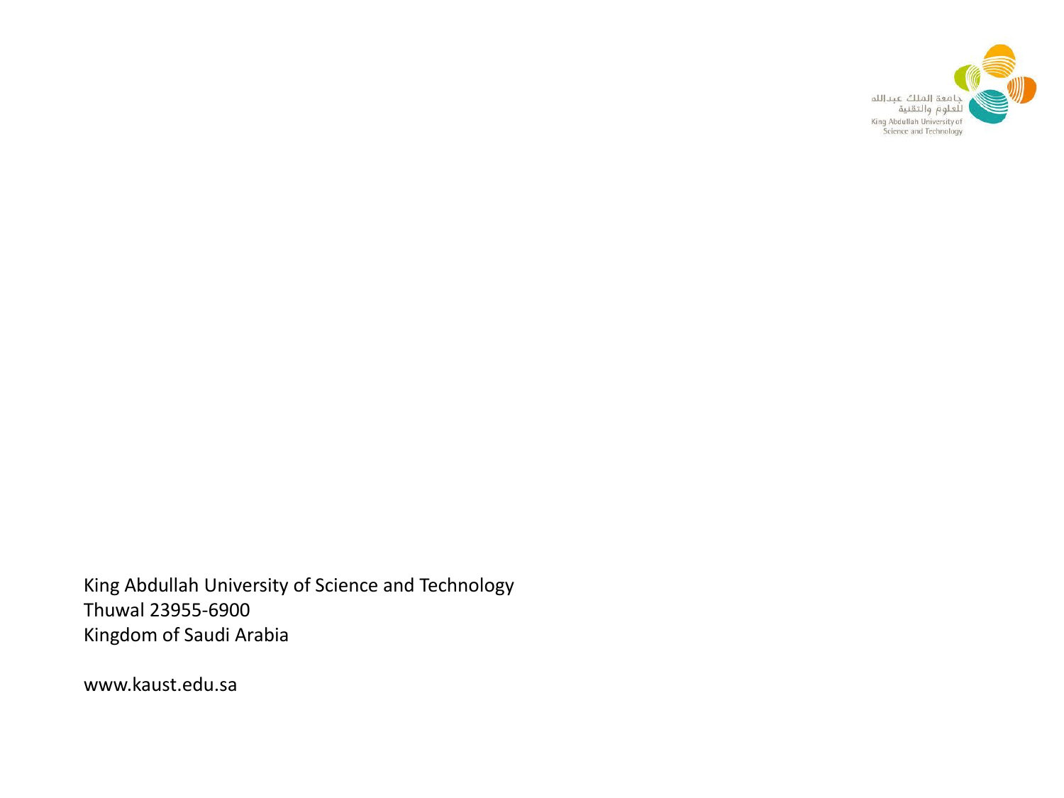جامعة الملك عبدالله
للعلوم والتقنية
King Abdullah University of
Science and Technology

King Abdullah University of Science and Technology
Thuwal 23955-6900
Kingdom of Saudi Arabia

www.kaust.edu.sa